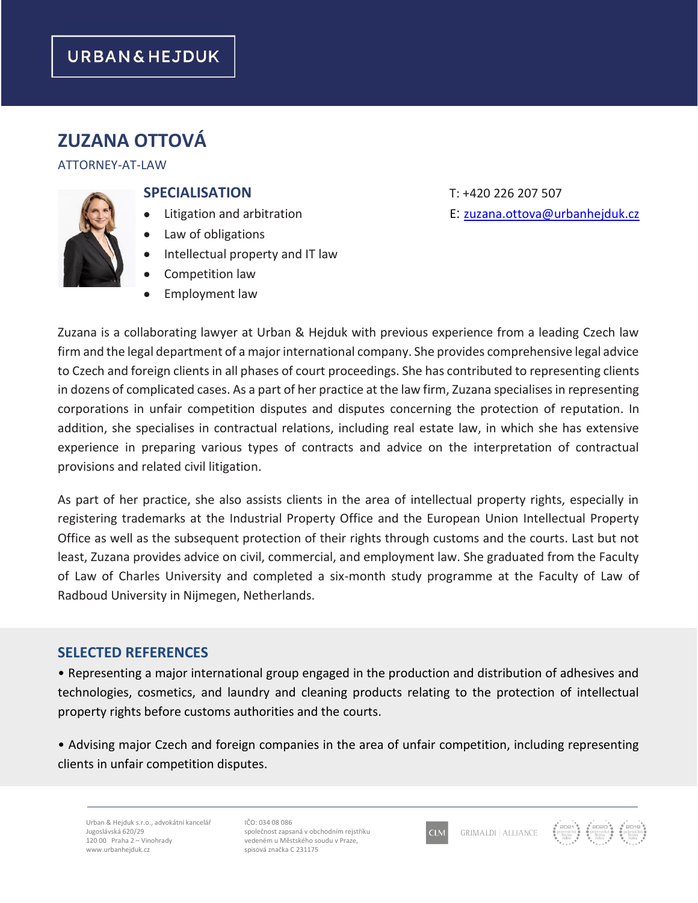URBAN & HEJDUK

# ZUZANA OTTOVÁ

ATTORNEY-AT-LAW

## SPECIALISATION

- Litigation and arbitration
- Law of obligations
- Intellectual property and IT law
- Competition law
- Employment law

T: +420 226 207 507

E: zuzana.ottova@urbanhejduk.cz

Zuzana is a collaborating lawyer at Urban & Hejduk with previous experience from a leading Czech law firm and the legal department of a major international company. She provides comprehensive legal advice to Czech and foreign clients in all phases of court proceedings. She has contributed to representing clients in dozens of complicated cases. As a part of her practice at the law firm, Zuzana specialises in representing corporations in unfair competition disputes and disputes concerning the protection of reputation. In addition, she specialises in contractual relations, including real estate law, in which she has extensive experience in preparing various types of contracts and advice on the interpretation of contractual provisions and related civil litigation.

As part of her practice, she also assists clients in the area of intellectual property rights, especially in registering trademarks at the Industrial Property Office and the European Union Intellectual Property Office as well as the subsequent protection of their rights through customs and the courts. Last but not least, Zuzana provides advice on civil, commercial, and employment law. She graduated from the Faculty of Law of Charles University and completed a six-month study programme at the Faculty of Law of Radboud University in Nijmegen, Netherlands.

## SELECTED REFERENCES

• Representing a major international group engaged in the production and distribution of adhesives and technologies, cosmetics, and laundry and cleaning products relating to the protection of intellectual property rights before customs authorities and the courts.

• Advising major Czech and foreign companies in the area of unfair competition, including representing clients in unfair competition disputes.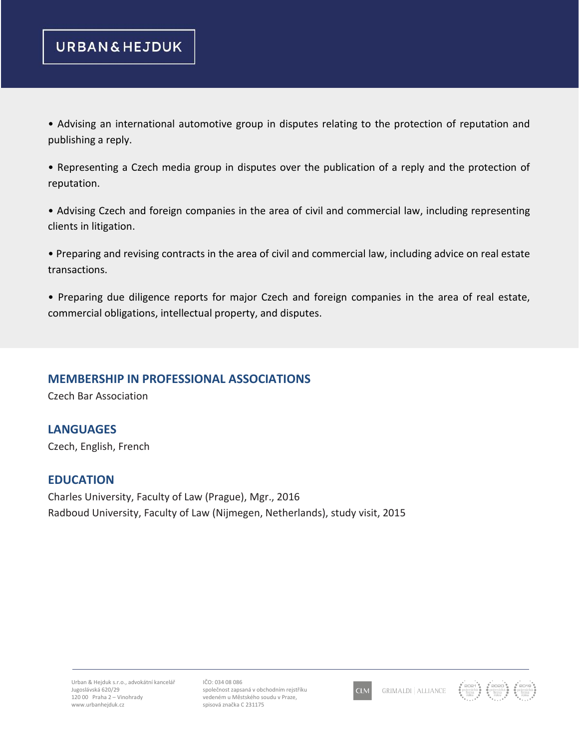- Advising an international automotive group in disputes relating to the protection of reputation and publishing a reply.
- Representing a Czech media group in disputes over the publication of a reply and the protection of reputation.
- Advising Czech and foreign companies in the area of civil and commercial law, including representing clients in litigation.
- Preparing and revising contracts in the area of civil and commercial law, including advice on real estate transactions.
- Preparing due diligence reports for major Czech and foreign companies in the area of real estate, commercial obligations, intellectual property, and disputes.

## MEMBERSHIP IN PROFESSIONAL ASSOCIATIONS

Czech Bar Association

## LANGUAGES

Czech, English, French

## EDUCATION

Charles University, Faculty of Law (Prague), Mgr., 2016
Radboud University, Faculty of Law (Nijmegen, Netherlands), study visit, 2015